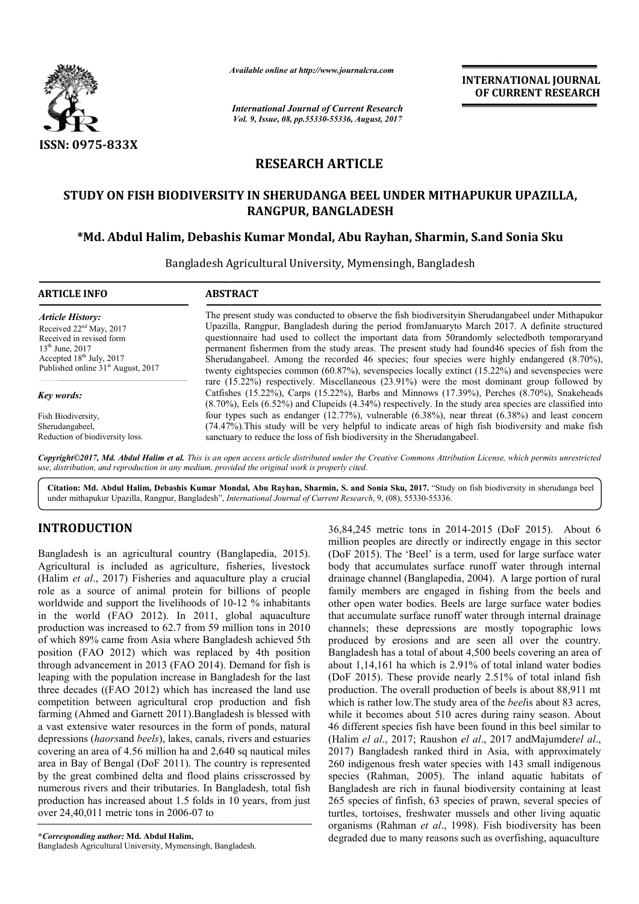*Available online at http://www.journalcra.com*

*International Journal of Current Research*
*Vol. 9, Issue, 08, pp.55330-55336, August, 2017*

**INTERNATIONAL JOURNAL OF CURRENT RESEARCH**

ISSN: 0975-833X

# RESEARCH ARTICLE

# STUDY ON FISH BIODIVERSITY IN SHERUDANGA BEEL UNDER MITHAPUKUR UPAZILLA, RANGPUR, BANGLADESH

**\*Md. Abdul Halim, Debashis Kumar Mondal, Abu Rayhan, Sharmin, S.and Sonia Sku**

Bangladesh Agricultural University, Mymensingh, Bangladesh

## ARTICLE INFO

*Article History:*
Received 22nd May, 2017
Received in revised form
13th June, 2017
Accepted 18th July, 2017
Published online 31st August, 2017

*Key words:*

Fish Biodiversity,
Sherudangabeel,
Reduction of biodiversity loss.

## ABSTRACT

The present study was conducted to observe the fish biodiversityin Sherudangabeel under Mithapukur Upazilla, Rangpur, Bangladesh during the period fromJanuaryto March 2017. A definite structured questionnaire had used to collect the important data from 50randomly selectedboth temporaryand permanent fishermen from the study areas. The present study had found46 species of fish from the Sherudangabeel. Among the recorded 46 species; four species were highly endangered (8.70%), twenty eightspecies common (60.87%), sevenspecies locally extinct (15.22%) and sevenspecies were rare (15.22%) respectively. Miscellaneous (23.91%) were the most dominant group followed by Catfishes (15.22%), Carps (15.22%), Barbs and Minnows (17.39%), Perches (8.70%), Snakeheads (8.70%), Eels (6.52%) and Clupeids (4.34%) respectively. In the study area species are classified into four types such as endanger (12.77%), vulnerable (6.38%), near threat (6.38%) and least concern (74.47%).This study will be very helpful to indicate areas of high fish biodiversity and make fish sanctuary to reduce the loss of fish biodiversity in the Sherudangabeel.

*Copyright©2017, Md. Abdul Halim et al. This is an open access article distributed under the Creative Commons Attribution License, which permits unrestricted use, distribution, and reproduction in any medium, provided the original work is properly cited.*

**Citation: Md. Abdul Halim, Debashis Kumar Mondal, Abu Rayhan, Sharmin, S. and Sonia Sku, 2017.** "Study on fish biodiversity in sherudanga beel under mithapukur Upazilla, Rangpur, Bangladesh", *International Journal of Current Research*, 9, (08), 55330-55336.

## INTRODUCTION

Bangladesh is an agricultural country (Banglapedia, 2015). Agricultural is included as agriculture, fisheries, livestock (Halim *et al*., 2017) Fisheries and aquaculture play a crucial role as a source of animal protein for billions of people worldwide and support the livelihoods of 10-12 % inhabitants in the world (FAO 2012). In 2011, global aquaculture production was increased to 62.7 from 59 million tons in 2010 of which 89% came from Asia where Bangladesh achieved 5th position (FAO 2012) which was replaced by 4th position through advancement in 2013 (FAO 2014). Demand for fish is leaping with the population increase in Bangladesh for the last three decades ((FAO 2012) which has increased the land use competition between agricultural crop production and fish farming (Ahmed and Garnett 2011).Bangladesh is blessed with a vast extensive water resources in the form of ponds, natural depressions (*haors*and *beels*), lakes, canals, rivers and estuaries covering an area of 4.56 million ha and 2,640 sq nautical miles area in Bay of Bengal (DoF 2011). The country is represented by the great combined delta and flood plains crisscrossed by numerous rivers and their tributaries. In Bangladesh, total fish production has increased about 1.5 folds in 10 years, from just over 24,40,011 metric tons in 2006-07 to 36,84,245 metric tons in 2014-2015 (DoF 2015). About 6 million peoples are directly or indirectly engage in this sector (DoF 2015). The 'Beel' is a term, used for large surface water body that accumulates surface runoff water through internal drainage channel (Banglapedia, 2004). A large portion of rural family members are engaged in fishing from the beels and other open water bodies. Beels are large surface water bodies that accumulate surface runoff water through internal drainage channels; these depressions are mostly topographic lows produced by erosions and are seen all over the country. Bangladesh has a total of about 4,500 beels covering an area of about 1,14,161 ha which is 2.91% of total inland water bodies (DoF 2015). These provide nearly 2.51% of total inland fish production. The overall production of beels is about 88,911 mt which is rather low.The study area of the *beel*is about 83 acres, while it becomes about 510 acres during rainy season. About 46 different species fish have been found in this beel similar to (Halim *el al*., 2017; Raushon *el al*., 2017 andMajumder*el al*., 2017) Bangladesh ranked third in Asia, with approximately 260 indigenous fresh water species with 143 small indigenous species (Rahman, 2005). The inland aquatic habitats of Bangladesh are rich in faunal biodiversity containing at least 265 species of finfish, 63 species of prawn, several species of turtles, tortoises, freshwater mussels and other living aquatic organisms (Rahman *et al*., 1998). Fish biodiversity has been degraded due to many reasons such as overfishing, aquaculture

\**Corresponding author:* **Md. Abdul Halim,**
Bangladesh Agricultural University, Mymensingh, Bangladesh.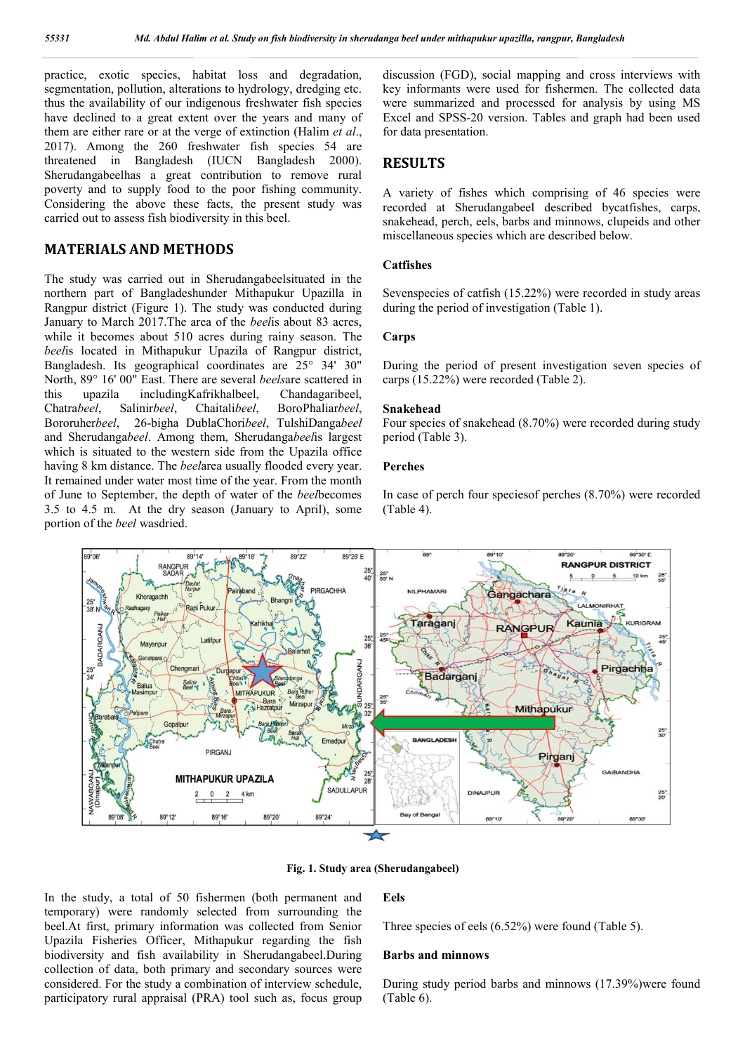practice, exotic species, habitat loss and degradation, segmentation, pollution, alterations to hydrology, dredging etc. thus the availability of our indigenous freshwater fish species have declined to a great extent over the years and many of them are either rare or at the verge of extinction (Halim *et al*., 2017). Among the 260 freshwater fish species 54 are threatened in Bangladesh (IUCN Bangladesh 2000). Sherudangabeelhas a great contribution to remove rural poverty and to supply food to the poor fishing community. Considering the above these facts, the present study was carried out to assess fish biodiversity in this beel.

## MATERIALS AND METHODS

The study was carried out in Sherudangabeelsituated in the northern part of Bangladeshunder Mithapukur Upazilla in Rangpur district (Figure 1). The study was conducted during January to March 2017.The area of the *beel*is about 83 acres, while it becomes about 510 acres during rainy season. The *beel*is located in Mithapukur Upazila of Rangpur district, Bangladesh. Its geographical coordinates are 25° 34' 30" North, 89° 16' 00" East. There are several *beels*are scattered in this upazila includingKafrikhalbeel, Chandagaribeel, Chatra*beel*, Salinir*beel*, Chaitali*beel*, BoroPhaliar*beel*, Bororuher*beel*, 26-bigha DublaChori*beel*, TulshiDanga*beel* and Sherudanga*beel*. Among them, Sherudanga*beel*is largest which is situated to the western side from the Upazila office having 8 km distance. The *beel*area usually flooded every year. It remained under water most time of the year. From the month of June to September, the depth of water of the *beel*becomes 3.5 to 4.5 m. At the dry season (January to April), some portion of the *beel* wasdried.

**Fig. 1. Study area (Sherudangabeel)**

In the study, a total of 50 fishermen (both permanent and temporary) were randomly selected from surrounding the beel.At first, primary information was collected from Senior Upazila Fisheries Officer, Mithapukur regarding the fish biodiversity and fish availability in Sherudangabeel.During collection of data, both primary and secondary sources were considered. For the study a combination of interview schedule, participatory rural appraisal (PRA) tool such as, focus group discussion (FGD), social mapping and cross interviews with key informants were used for fishermen. The collected data were summarized and processed for analysis by using MS Excel and SPSS-20 version. Tables and graph had been used for data presentation.

## RESULTS

A variety of fishes which comprising of 46 species were recorded at Sherudangabeel described bycatfishes, carps, snakehead, perch, eels, barbs and minnows, clupeids and other miscellaneous species which are described below.

### Catfishes

Sevenspecies of catfish (15.22%) were recorded in study areas during the period of investigation (Table 1).

### Carps

During the period of present investigation seven species of carps (15.22%) were recorded (Table 2).

### Snakehead

Four species of snakehead (8.70%) were recorded during study period (Table 3).

### Perches

In case of perch four speciesof perches (8.70%) were recorded (Table 4).

### Eels

Three species of eels (6.52%) were found (Table 5).

### Barbs and minnows

During study period barbs and minnows (17.39%)were found (Table 6).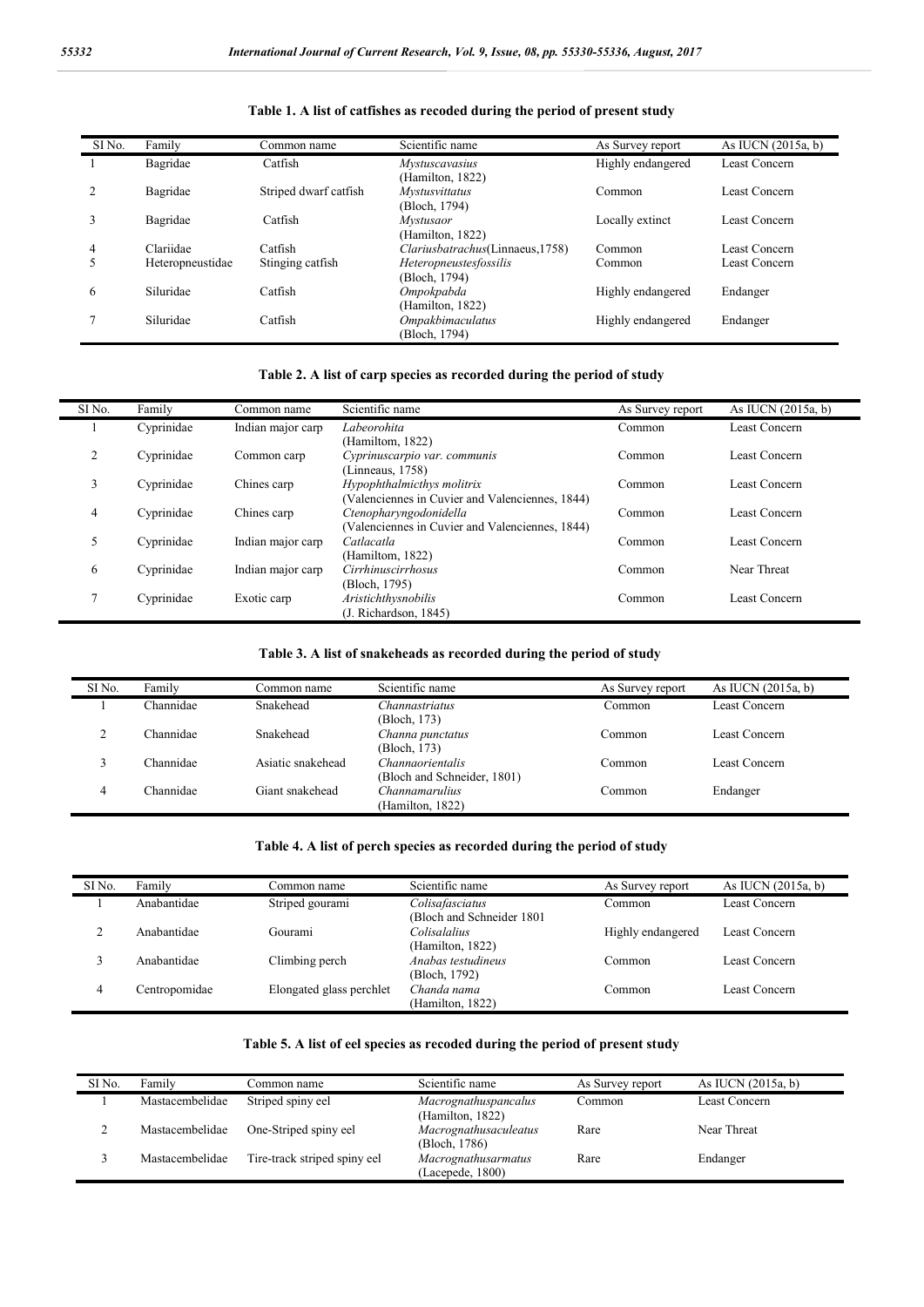**Table 1. A list of catfishes as recoded during the period of present study**

| SI No. | Family | Common name | Scientific name | As Survey report | As IUCN (2015a, b) |
|---|---|---|---|---|---|
| 1 | Bagridae | Catfish | *Mystuscavasius* (Hamilton, 1822) | Highly endangered | Least Concern |
| 2 | Bagridae | Striped dwarf catfish | *Mystusvittatus* (Bloch, 1794) | Common | Least Concern |
| 3 | Bagridae | Catfish | *Mystusaor* (Hamilton, 1822) | Locally extinct | Least Concern |
| 4 | Clariidae | Catfish | *Clariusbatrachus*(Linnaeus,1758) | Common | Least Concern |
| 5 | Heteropneustidae | Stinging catfish | *Heteropneustesfossilis* (Bloch, 1794) | Common | Least Concern |
| 6 | Siluridae | Catfish | *Ompokpabda* (Hamilton, 1822) | Highly endangered | Endanger |
| 7 | Siluridae | Catfish | *Ompakbimaculatus* (Bloch, 1794) | Highly endangered | Endanger |

**Table 2. A list of carp species as recorded during the period of study**

| SI No. | Family | Common name | Scientific name | As Survey report | As IUCN (2015a, b) |
|---|---|---|---|---|---|
| 1 | Cyprinidae | Indian major carp | *Labeorohita* (Hamiltom, 1822) | Common | Least Concern |
| 2 | Cyprinidae | Common carp | *Cyprinuscarpio var. communis* (Linneaus, 1758) | Common | Least Concern |
| 3 | Cyprinidae | Chines carp | *Hypophthalmicthys molitrix* (Valenciennes in Cuvier and Valenciennes, 1844) | Common | Least Concern |
| 4 | Cyprinidae | Chines carp | *Ctenopharyngodonidella* (Valenciennes in Cuvier and Valenciennes, 1844) | Common | Least Concern |
| 5 | Cyprinidae | Indian major carp | *Catlacatla* (Hamiltom, 1822) | Common | Least Concern |
| 6 | Cyprinidae | Indian major carp | *Cirrhinuscirrhosus* (Bloch, 1795) | Common | Near Threat |
| 7 | Cyprinidae | Exotic carp | *Aristichthysnobilis* (J. Richardson, 1845) | Common | Least Concern |

**Table 3. A list of snakeheads as recorded during the period of study**

| SI No. | Family | Common name | Scientific name | As Survey report | As IUCN (2015a, b) |
|---|---|---|---|---|---|
| 1 | Channidae | Snakehead | *Channastriatus* (Bloch, 173) | Common | Least Concern |
| 2 | Channidae | Snakehead | *Channa punctatus* (Bloch, 173) | Common | Least Concern |
| 3 | Channidae | Asiatic snakehead | *Channaorientalis* (Bloch and Schneider, 1801) | Common | Least Concern |
| 4 | Channidae | Giant snakehead | *Channamarulius* (Hamilton, 1822) | Common | Endanger |

**Table 4. A list of perch species as recorded during the period of study**

| SI No. | Family | Common name | Scientific name | As Survey report | As IUCN (2015a, b) |
|---|---|---|---|---|---|
| 1 | Anabantidae | Striped gourami | *Colisafasciatus* (Bloch and Schneider 1801 | Common | Least Concern |
| 2 | Anabantidae | Gourami | *Colisalalius* (Hamilton, 1822) | Highly endangered | Least Concern |
| 3 | Anabantidae | Climbing perch | *Anabas testudineus* (Bloch, 1792) | Common | Least Concern |
| 4 | Centropomidae | Elongated glass perchlet | *Chanda nama* (Hamilton, 1822) | Common | Least Concern |

**Table 5. A list of eel species as recoded during the period of present study**

| SI No. | Family | Common name | Scientific name | As Survey report | As IUCN (2015a, b) |
|---|---|---|---|---|---|
| 1 | Mastacembelidae | Striped spiny eel | *Macrognathuspancalus* (Hamilton, 1822) | Common | Least Concern |
| 2 | Mastacembelidae | One-Striped spiny eel | *Macrognathusaculeatus* (Bloch, 1786) | Rare | Near Threat |
| 3 | Mastacembelidae | Tire-track striped spiny eel | *Macrognathusarmatus* (Lacepede, 1800) | Rare | Endanger |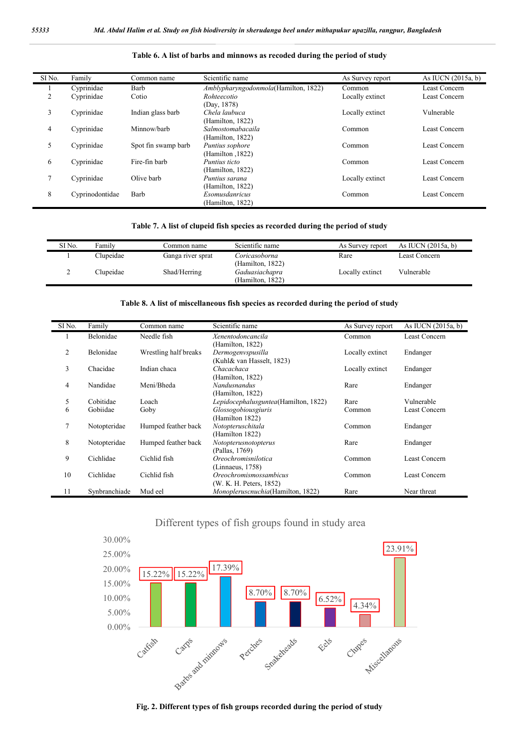**Table 6. A list of barbs and minnows as recoded during the period of study**

| Sl No. | Family | Common name | Scientific name | As Survey report | As IUCN (2015a, b) |
|---|---|---|---|---|---|
| 1 | Cyprinidae | Barb | *Amblypharyngodonmola*(Hamilton, 1822) | Common | Least Concern |
| 2 | Cyprinidae | Cotio | *Rohteecotio* (Day, 1878) | Locally extinct | Least Concern |
| 3 | Cyprinidae | Indian glass barb | *Chela laubuca* (Hamilton, 1822) | Locally extinct | Vulnerable |
| 4 | Cyprinidae | Minnow/barb | *Salmostomabacaila* (Hamilton, 1822) | Common | Least Concern |
| 5 | Cyprinidae | Spot fin swamp barb | *Puntius sophore* (Hamilton ,1822) | Common | Least Concern |
| 6 | Cyprinidae | Fire-fin barb | *Puntius ticto* (Hamilton, 1822) | Common | Least Concern |
| 7 | Cyprinidae | Olive barb | *Puntius sarana* (Hamilton, 1822) | Locally extinct | Least Concern |
| 8 | Cyprinodontidae | Barb | *Esomusdanricus* (Hamilton, 1822) | Common | Least Concern |

**Table 7. A list of clupeid fish species as recorded during the period of study**

| Sl No. | Family | Common name | Scientific name | As Survey report | As IUCN (2015a, b) |
|---|---|---|---|---|---|
| 1 | Clupeidae | Ganga river sprat | *Coricasoborna* (Hamilton, 1822) | Rare | Least Concern |
| 2 | Clupeidae | Shad/Herring | *Gaduasiachapra* (Hamilton, 1822) | Locally extinct | Vulnerable |

**Table 8. A list of miscellaneous fish species as recorded during the period of study**

| Sl No. | Family | Common name | Scientific name | As Survey report | As IUCN (2015a, b) |
|---|---|---|---|---|---|
| 1 | Belonidae | Needle fish | *Xenentodoncancila* (Hamilton, 1822) | Common | Least Concern |
| 2 | Belonidae | Wrestling half breaks | *Dermogenvspusilla* (Kuhl& van Hasselt, 1823) | Locally extinct | Endanger |
| 3 | Chacidae | Indian chaca | *Chacachaca* (Hamilton, 1822) | Locally extinct | Endanger |
| 4 | Nandidae | Meni/Bheda | *Nandusnandus* (Hamilton, 1822) | Rare | Endanger |
| 5 | Cobitidae | Loach | *Lepidocephalusguntea*(Hamilton, 1822) | Rare | Vulnerable |
| 6 | Gobiidae | Goby | *Glossogobiousgiuris* (Hamilton 1822) | Common | Least Concern |
| 7 | Notopteridae | Humped feather back | *Notopteruschitala* (Hamilton 1822) | Common | Endanger |
| 8 | Notopteridae | Humped feather back | *Notopterusnotopterus* (Pallas, 1769) | Rare | Endanger |
| 9 | Cichlidae | Cichlid fish | *Oreochromisnilotica* (Linnaeus, 1758) | Common | Least Concern |
| 10 | Cichlidae | Cichlid fish | *Oreochromismossambicus* (W. K. H. Peters, 1852) | Common | Least Concern |
| 11 | Synbranchiade | Mud eel | *Monopleruscnuchia*(Hamilton, 1822) | Rare | Near threat |

Different types of fish groups found in study area

| Group | Percentage |
|---|---|
| Catfish | 15.22% |
| Carps | 15.22% |
| Barbs and minnows | 17.39% |
| Perches | 8.70% |
| Snakeheads | 8.70% |
| Eels | 6.52% |
| Clupes | 4.34% |
| Miscellanous | 23.91% |

**Fig. 2. Different types of fish groups recorded during the period of study**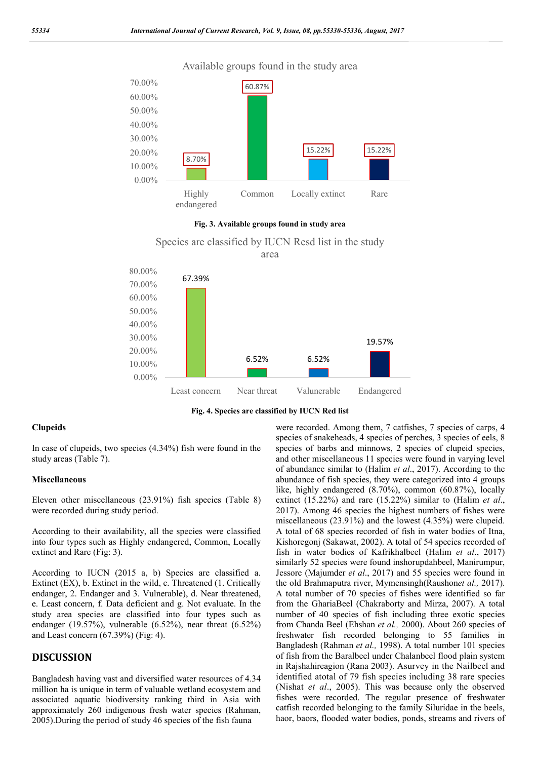Available groups found in the study area

| Group | Percentage |
|---|---|
| Highly endangered | 8.70% |
| Common | 60.87% |
| Locally extinct | 15.22% |
| Rare | 15.22% |

**Fig. 3. Available groups found in study area**

Species are classified by IUCN Resd list in the study area

| Category | Percentage |
|---|---|
| Least concern | 67.39% |
| Near threat | 6.52% |
| Valunerable | 6.52% |
| Endangered | 19.57% |

**Fig. 4. Species are classified by IUCN Red list**

### Clupeids

In case of clupeids, two species (4.34%) fish were found in the study areas (Table 7).

### Miscellaneous

Eleven other miscellaneous (23.91%) fish species (Table 8) were recorded during study period.

According to their availability, all the species were classified into four types such as Highly endangered, Common, Locally extinct and Rare (Fig: 3).

According to IUCN (2015 a, b) Species are classified a. Extinct (EX), b. Extinct in the wild, c. Threatened (1. Critically endanger, 2. Endanger and 3. Vulnerable), d. Near threatened, e. Least concern, f. Data deficient and g. Not evaluate. In the study area species are classified into four types such as endanger (19.57%), vulnerable (6.52%), near threat (6.52%) and Least concern (67.39%) (Fig: 4).

## DISCUSSION

Bangladesh having vast and diversified water resources of 4.34 million ha is unique in term of valuable wetland ecosystem and associated aquatic biodiversity ranking third in Asia with approximately 260 indigenous fresh water species (Rahman, 2005).During the period of study 46 species of the fish fauna were recorded. Among them, 7 catfishes, 7 species of carps, 4 species of snakeheads, 4 species of perches, 3 species of eels, 8 species of barbs and minnows, 2 species of clupeid species, and other miscellaneous 11 species were found in varying level of abundance similar to (Halim *et al*., 2017). According to the abundance of fish species, they were categorized into 4 groups like, highly endangered (8.70%), common (60.87%), locally extinct (15.22%) and rare (15.22%) similar to (Halim *et al*., 2017). Among 46 species the highest numbers of fishes were miscellaneous (23.91%) and the lowest (4.35%) were clupeid. A total of 68 species recorded of fish in water bodies of Itna, Kishoregonj (Sakawat, 2002). A total of 54 species recorded of fish in water bodies of Kafrikhalbeel (Halim *et al*., 2017) similarly 52 species were found inshorupdahbeel, Manirumpur, Jessore (Majumder *et al*., 2017) and 55 species were found in the old Brahmaputra river, Mymensingh(Raushon*et al.,* 2017). A total number of 70 species of fishes were identified so far from the GhariaBeel (Chakraborty and Mirza, 2007). A total number of 40 species of fish including three exotic species from Chanda Beel (Ehshan *et al.,* 2000). About 260 species of freshwater fish recorded belonging to 55 families in Bangladesh (Rahman *et al.,* 1998). A total number 101 species of fish from the Baralbeel under Chalanbeel flood plain system in Rajshahireagion (Rana 2003). Asurvey in the Nailbeel and identified atotal of 79 fish species including 38 rare species (Nishat *et al*., 2005). This was because only the observed fishes were recorded. The regular presence of freshwater catfish recorded belonging to the family Siluridae in the beels, haor, baors, flooded water bodies, ponds, streams and rivers of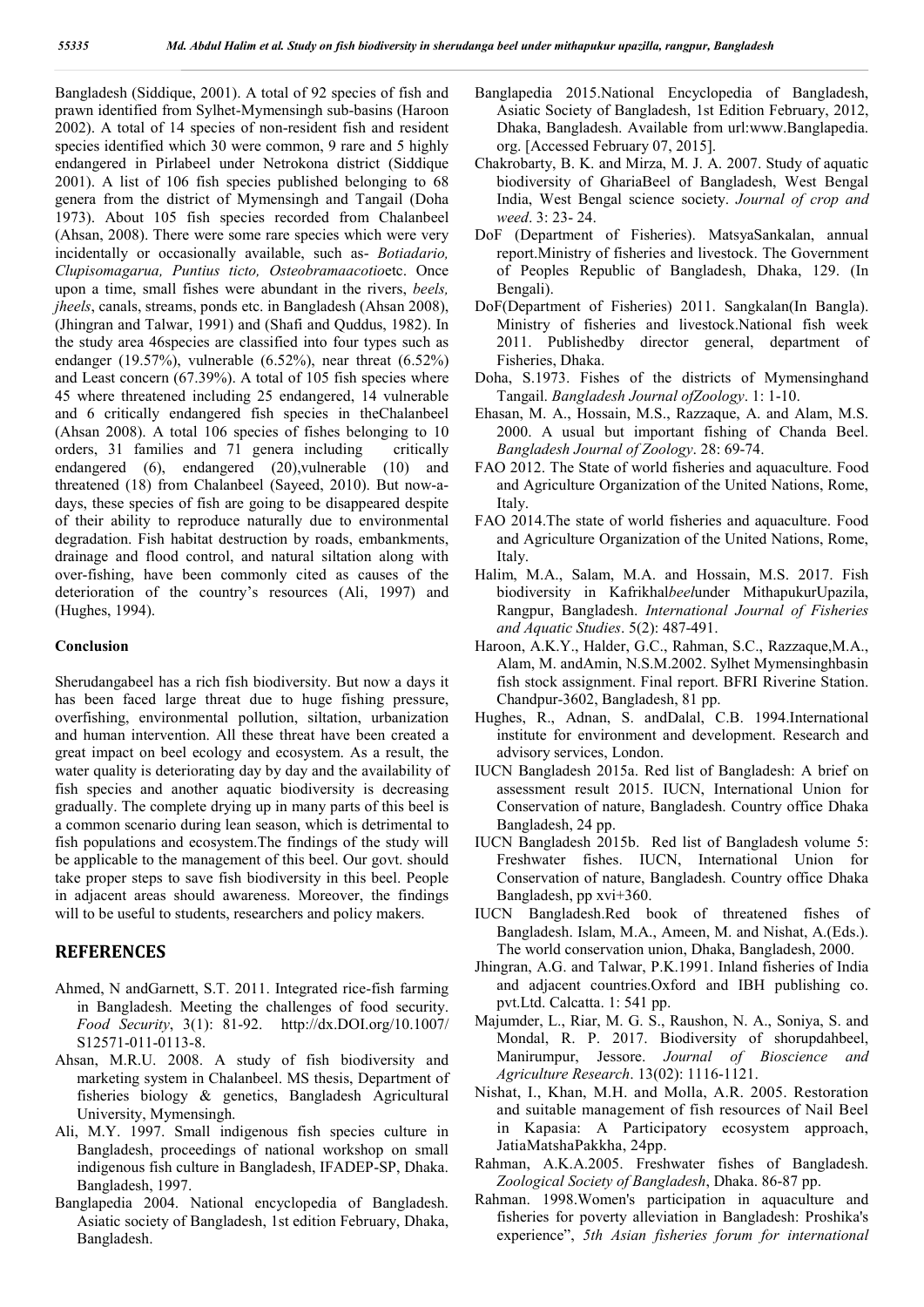Bangladesh (Siddique, 2001). A total of 92 species of fish and prawn identified from Sylhet-Mymensingh sub-basins (Haroon 2002). A total of 14 species of non-resident fish and resident species identified which 30 were common, 9 rare and 5 highly endangered in Pirlabeel under Netrokona district (Siddique 2001). A list of 106 fish species published belonging to 68 genera from the district of Mymensingh and Tangail (Doha 1973). About 105 fish species recorded from Chalanbeel (Ahsan, 2008). There were some rare species which were very incidentally or occasionally available, such as- *Botiadario, Clupisomagarua, Puntius ticto, Osteobramaacotio*etc. Once upon a time, small fishes were abundant in the rivers, *beels, jheels*, canals, streams, ponds etc. in Bangladesh (Ahsan 2008), (Jhingran and Talwar, 1991) and (Shafi and Quddus, 1982). In the study area 46species are classified into four types such as endanger (19.57%), vulnerable (6.52%), near threat (6.52%) and Least concern (67.39%). A total of 105 fish species where 45 where threatened including 25 endangered, 14 vulnerable and 6 critically endangered fish species in theChalanbeel (Ahsan 2008). A total 106 species of fishes belonging to 10 orders, 31 families and 71 genera including critically endangered (6), endangered (20),vulnerable (10) and threatened (18) from Chalanbeel (Sayeed, 2010). But now-a-days, these species of fish are going to be disappeared despite of their ability to reproduce naturally due to environmental degradation. Fish habitat destruction by roads, embankments, drainage and flood control, and natural siltation along with over-fishing, have been commonly cited as causes of the deterioration of the country's resources (Ali, 1997) and (Hughes, 1994).

**Conclusion**

Sherudangabeel has a rich fish biodiversity. But now a days it has been faced large threat due to huge fishing pressure, overfishing, environmental pollution, siltation, urbanization and human intervention. All these threat have been created a great impact on beel ecology and ecosystem. As a result, the water quality is deteriorating day by day and the availability of fish species and another aquatic biodiversity is decreasing gradually. The complete drying up in many parts of this beel is a common scenario during lean season, which is detrimental to fish populations and ecosystem.The findings of the study will be applicable to the management of this beel. Our govt. should take proper steps to save fish biodiversity in this beel. People in adjacent areas should awareness. Moreover, the findings will to be useful to students, researchers and policy makers.

## REFERENCES

- Ahmed, N andGarnett, S.T. 2011. Integrated rice-fish farming in Bangladesh. Meeting the challenges of food security. *Food Security*, 3(1): 81-92. http://dx.DOI.org/10.1007/S12571-011-0113-8.
- Ahsan, M.R.U. 2008. A study of fish biodiversity and marketing system in Chalanbeel. MS thesis, Department of fisheries biology & genetics, Bangladesh Agricultural University, Mymensingh.
- Ali, M.Y. 1997. Small indigenous fish species culture in Bangladesh, proceedings of national workshop on small indigenous fish culture in Bangladesh, IFADEP-SP, Dhaka. Bangladesh, 1997.
- Banglapedia 2004. National encyclopedia of Bangladesh. Asiatic society of Bangladesh, 1st edition February, Dhaka, Bangladesh.
- Banglapedia 2015.National Encyclopedia of Bangladesh, Asiatic Society of Bangladesh, 1st Edition February, 2012, Dhaka, Bangladesh. Available from url:www.Banglapedia.org. [Accessed February 07, 2015].
- Chakrobarty, B. K. and Mirza, M. J. A. 2007. Study of aquatic biodiversity of GhariaBeel of Bangladesh, West Bengal India, West Bengal science society. *Journal of crop and weed*. 3: 23- 24.
- DoF (Department of Fisheries). MatsyaSankalan, annual report.Ministry of fisheries and livestock. The Government of Peoples Republic of Bangladesh, Dhaka, 129. (In Bengali).
- DoF(Department of Fisheries) 2011. Sangkalan(In Bangla). Ministry of fisheries and livestock.National fish week 2011. Publishedby director general, department of Fisheries, Dhaka.
- Doha, S.1973. Fishes of the districts of Mymensinghand Tangail. *Bangladesh Journal ofZoology*. 1: 1-10.
- Ehasan, M. A., Hossain, M.S., Razzaque, A. and Alam, M.S. 2000. A usual but important fishing of Chanda Beel. *Bangladesh Journal of Zoology*. 28: 69-74.
- FAO 2012. The State of world fisheries and aquaculture. Food and Agriculture Organization of the United Nations, Rome, Italy.
- FAO 2014.The state of world fisheries and aquaculture. Food and Agriculture Organization of the United Nations, Rome, Italy.
- Halim, M.A., Salam, M.A. and Hossain, M.S. 2017. Fish biodiversity in Kafrikhal*beel*under MithapukurUpazila, Rangpur, Bangladesh. *International Journal of Fisheries and Aquatic Studies*. 5(2): 487-491.
- Haroon, A.K.Y., Halder, G.C., Rahman, S.C., Razzaque,M.A., Alam, M. andAmin, N.S.M.2002. Sylhet Mymensinghbasin fish stock assignment. Final report. BFRI Riverine Station. Chandpur-3602, Bangladesh, 81 pp.
- Hughes, R., Adnan, S. andDalal, C.B. 1994.International institute for environment and development. Research and advisory services, London.
- IUCN Bangladesh 2015a. Red list of Bangladesh: A brief on assessment result 2015. IUCN, International Union for Conservation of nature, Bangladesh. Country office Dhaka Bangladesh, 24 pp.
- IUCN Bangladesh 2015b. Red list of Bangladesh volume 5: Freshwater fishes. IUCN, International Union for Conservation of nature, Bangladesh. Country office Dhaka Bangladesh, pp xvi+360.
- IUCN Bangladesh.Red book of threatened fishes of Bangladesh. Islam, M.A., Ameen, M. and Nishat, A.(Eds.). The world conservation union, Dhaka, Bangladesh, 2000.
- Jhingran, A.G. and Talwar, P.K.1991. Inland fisheries of India and adjacent countries.Oxford and IBH publishing co. pvt.Ltd. Calcatta. 1: 541 pp.
- Majumder, L., Riar, M. G. S., Raushon, N. A., Soniya, S. and Mondal, R. P. 2017. Biodiversity of shorupdahbeel, Manirumpur, Jessore. *Journal of Bioscience and Agriculture Research*. 13(02): 1116-1121.
- Nishat, I., Khan, M.H. and Molla, A.R. 2005. Restoration and suitable management of fish resources of Nail Beel in Kapasia: A Participatory ecosystem approach, JatiaMatshaPakkha, 24pp.
- Rahman, A.K.A.2005. Freshwater fishes of Bangladesh. *Zoological Society of Bangladesh*, Dhaka. 86-87 pp.
- Rahman. 1998.Women's participation in aquaculture and fisheries for poverty alleviation in Bangladesh: Proshika's experience", *5th Asian fisheries forum for international*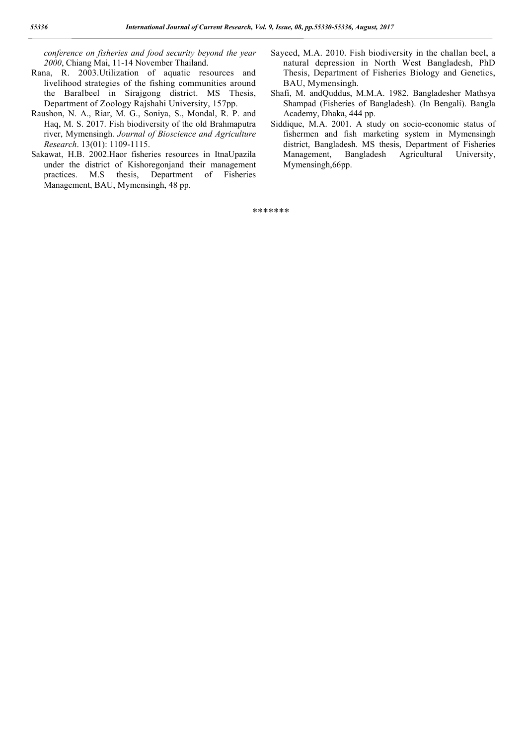*conference on fisheries and food security beyond the year 2000*, Chiang Mai, 11-14 November Thailand.

Rana, R. 2003.Utilization of aquatic resources and livelihood strategies of the fishing communities around the Baralbeel in Sirajgong district. MS Thesis, Department of Zoology Rajshahi University, 157pp.

Raushon, N. A., Riar, M. G., Soniya, S., Mondal, R. P. and Haq, M. S. 2017. Fish biodiversity of the old Brahmaputra river, Mymensingh. *Journal of Bioscience and Agriculture Research*. 13(01): 1109-1115.

Sakawat, H.B. 2002.Haor fisheries resources in ItnaUpazila under the district of Kishoregonjand their management practices. M.S thesis, Department of Fisheries Management, BAU, Mymensingh, 48 pp.

Sayeed, M.A. 2010. Fish biodiversity in the challan beel, a natural depression in North West Bangladesh, PhD Thesis, Department of Fisheries Biology and Genetics, BAU, Mymensingh.

Shafi, M. andQuddus, M.M.A. 1982. Bangladesher Mathsya Shampad (Fisheries of Bangladesh). (In Bengali). Bangla Academy, Dhaka, 444 pp.

Siddique, M.A. 2001. A study on socio-economic status of fishermen and fish marketing system in Mymensingh district, Bangladesh. MS thesis, Department of Fisheries Management, Bangladesh Agricultural University, Mymensingh,66pp.

*******